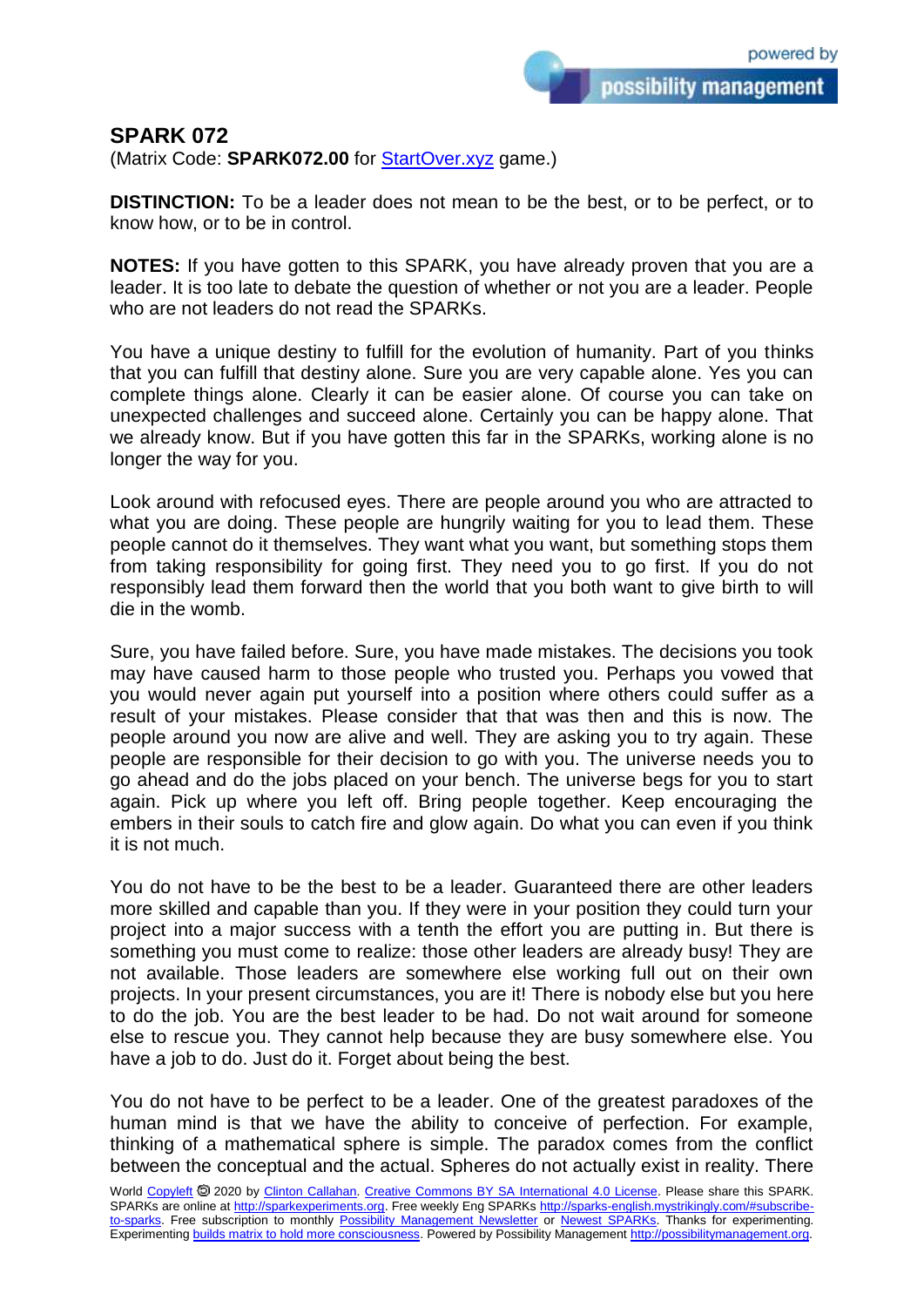# SPARK 072

(Matrix Code: **SPARK072.00** for [StartOver.xyz](StartOver.xyz) game.)

**DISTINCTION:** To be a leader does not mean to be the best, or to be perfect, or to know how, or to be in control.

**NOTES:** If you have gotten to this SPARK, you have already proven that you are a leader. It is too late to debate the question of whether or not you are a leader. People who are not leaders do not read the SPARKs.

You have a unique destiny to fulfill for the evolution of humanity. Part of you thinks that you can fulfill that destiny alone. Sure you are very capable alone. Yes you can complete things alone. Clearly it can be easier alone. Of course you can take on unexpected challenges and succeed alone. Certainly you can be happy alone. That we already know. But if you have gotten this far in the SPARKs, working alone is no longer the way for you.

Look around with refocused eyes. There are people around you who are attracted to what you are doing. These people are hungrily waiting for you to lead them. These people cannot do it themselves. They want what you want, but something stops them from taking responsibility for going first. They need you to go first. If you do not responsibly lead them forward then the world that you both want to give birth to will die in the womb.

Sure, you have failed before. Sure, you have made mistakes. The decisions you took may have caused harm to those people who trusted you. Perhaps you vowed that you would never again put yourself into a position where others could suffer as a result of your mistakes. Please consider that that was then and this is now. The people around you now are alive and well. They are asking you to try again. These people are responsible for their decision to go with you. The universe needs you to go ahead and do the jobs placed on your bench. The universe begs for you to start again. Pick up where you left off. Bring people together. Keep encouraging the embers in their souls to catch fire and glow again. Do what you can even if you think it is not much.

You do not have to be the best to be a leader. Guaranteed there are other leaders more skilled and capable than you. If they were in your position they could turn your project into a major success with a tenth the effort you are putting in. But there is something you must come to realize: those other leaders are already busy! They are not available. Those leaders are somewhere else working full out on their own projects. In your present circumstances, you are it! There is nobody else but you here to do the job. You are the best leader to be had. Do not wait around for someone else to rescue you. They cannot help because they are busy somewhere else. You have a job to do. Just do it. Forget about being the best.

You do not have to be perfect to be a leader. One of the greatest paradoxes of the human mind is that we have the ability to conceive of perfection. For example, thinking of a mathematical sphere is simple. The paradox comes from the conflict between the conceptual and the actual. Spheres do not actually exist in reality. There

World [Copyleft](Copyleft) 🄯 2020 by [Clinton Callahan](Clinton Callahan). [Creative Commons BY SA International 4.0 License](Creative Commons BY SA International 4.0 License). Please share this SPARK. SPARKs are online at [http://sparkexperiments.org](http://sparkexperiments.org). Free weekly Eng SPARKs [http://sparks-english.mystrikingly.com/#subscribe-to-sparks](http://sparks-english.mystrikingly.com/#subscribe-to-sparks). Free subscription to monthly [Possibility Management Newsletter](Possibility Management Newsletter) or [Newest SPARKs](Newest SPARKs). Thanks for experimenting. Experimenting [builds matrix to hold more consciousness](builds matrix to hold more consciousness). Powered by Possibility Management [http://possibilitymanagement.org](http://possibilitymanagement.org).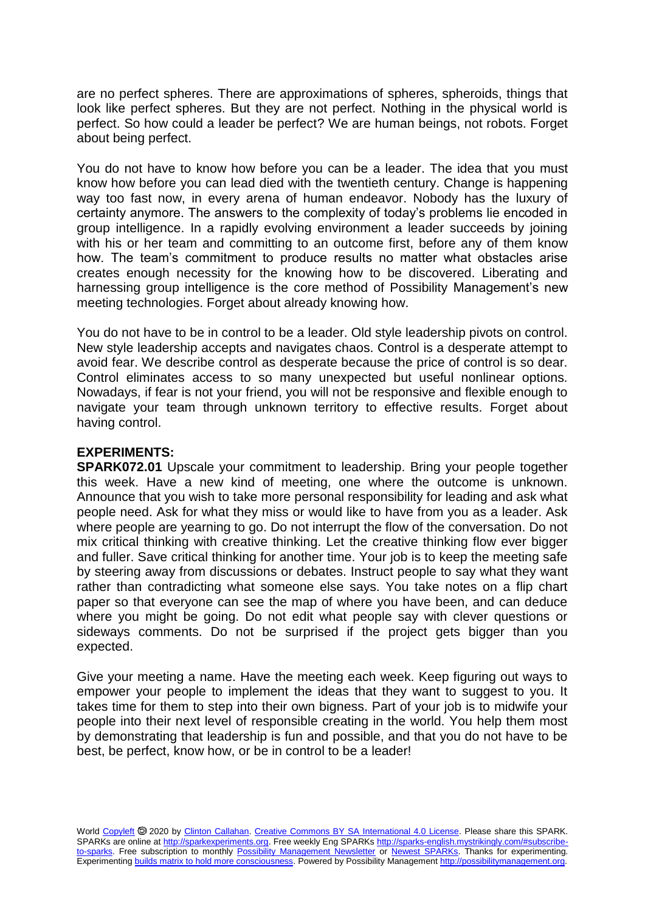are no perfect spheres. There are approximations of spheres, spheroids, things that look like perfect spheres. But they are not perfect. Nothing in the physical world is perfect. So how could a leader be perfect? We are human beings, not robots. Forget about being perfect.

You do not have to know how before you can be a leader. The idea that you must know how before you can lead died with the twentieth century. Change is happening way too fast now, in every arena of human endeavor. Nobody has the luxury of certainty anymore. The answers to the complexity of today's problems lie encoded in group intelligence. In a rapidly evolving environment a leader succeeds by joining with his or her team and committing to an outcome first, before any of them know how. The team's commitment to produce results no matter what obstacles arise creates enough necessity for the knowing how to be discovered. Liberating and harnessing group intelligence is the core method of Possibility Management's new meeting technologies. Forget about already knowing how.

You do not have to be in control to be a leader. Old style leadership pivots on control. New style leadership accepts and navigates chaos. Control is a desperate attempt to avoid fear. We describe control as desperate because the price of control is so dear. Control eliminates access to so many unexpected but useful nonlinear options. Nowadays, if fear is not your friend, you will not be responsive and flexible enough to navigate your team through unknown territory to effective results. Forget about having control.

**EXPERIMENTS:**

**SPARK072.01** Upscale your commitment to leadership. Bring your people together this week. Have a new kind of meeting, one where the outcome is unknown. Announce that you wish to take more personal responsibility for leading and ask what people need. Ask for what they miss or would like to have from you as a leader. Ask where people are yearning to go. Do not interrupt the flow of the conversation. Do not mix critical thinking with creative thinking. Let the creative thinking flow ever bigger and fuller. Save critical thinking for another time. Your job is to keep the meeting safe by steering away from discussions or debates. Instruct people to say what they want rather than contradicting what someone else says. You take notes on a flip chart paper so that everyone can see the map of where you have been, and can deduce where you might be going. Do not edit what people say with clever questions or sideways comments. Do not be surprised if the project gets bigger than you expected.

Give your meeting a name. Have the meeting each week. Keep figuring out ways to empower your people to implement the ideas that they want to suggest to you. It takes time for them to step into their own bigness. Part of your job is to midwife your people into their next level of responsible creating in the world. You help them most by demonstrating that leadership is fun and possible, and that you do not have to be best, be perfect, know how, or be in control to be a leader!

World Copyleft 🄯 2020 by Clinton Callahan. Creative Commons BY SA International 4.0 License. Please share this SPARK. SPARKs are online at http://sparkexperiments.org. Free weekly Eng SPARKs http://sparks-english.mystrikingly.com/#subscribe-to-sparks. Free subscription to monthly Possibility Management Newsletter or Newest SPARKs. Thanks for experimenting. Experimenting builds matrix to hold more consciousness. Powered by Possibility Management http://possibilitymanagement.org.